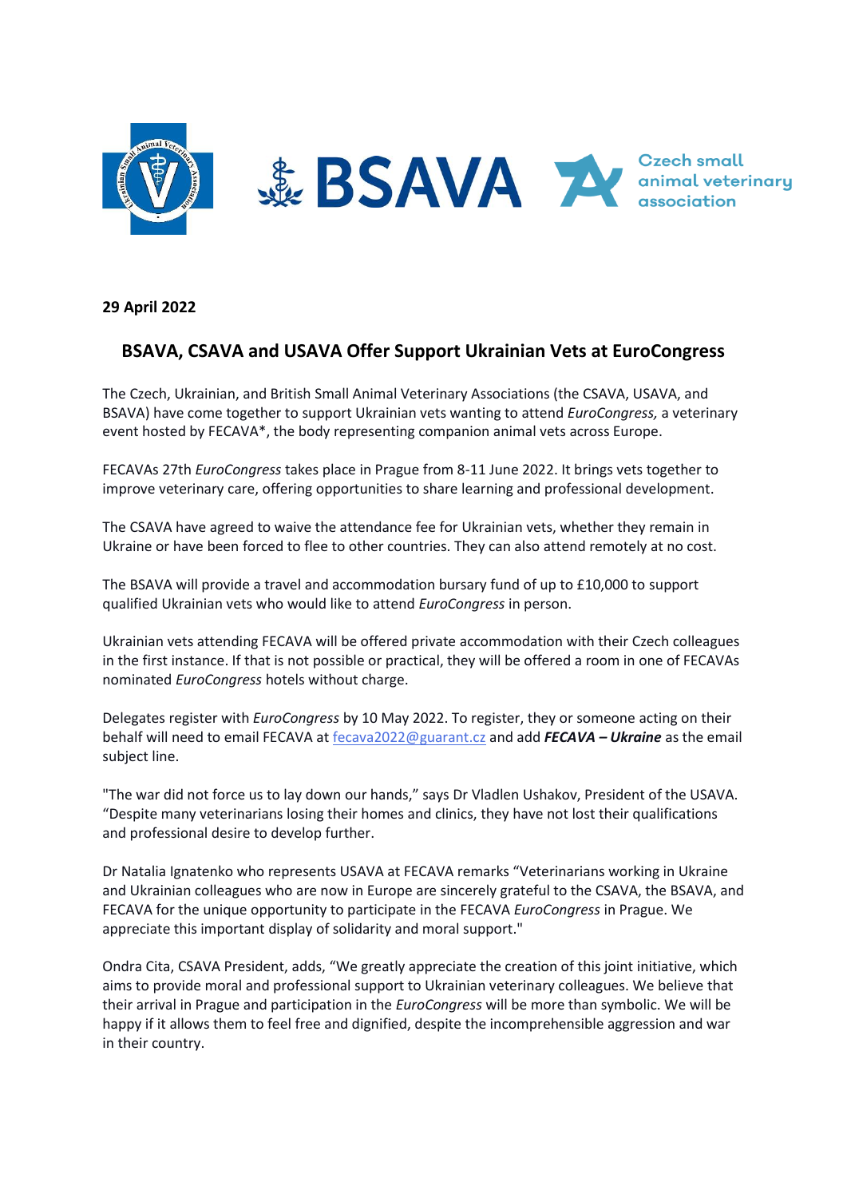**29 April 2022**

## BSAVA, CSAVA and USAVA Offer Support Ukrainian Vets at EuroCongress

The Czech, Ukrainian, and British Small Animal Veterinary Associations (the CSAVA, USAVA, and BSAVA) have come together to support Ukrainian vets wanting to attend *EuroCongress,* a veterinary event hosted by FECAVA*, the body representing companion animal vets across Europe.

FECAVAs 27th *EuroCongress* takes place in Prague from 8-11 June 2022. It brings vets together to improve veterinary care, offering opportunities to share learning and professional development.

The CSAVA have agreed to waive the attendance fee for Ukrainian vets, whether they remain in Ukraine or have been forced to flee to other countries. They can also attend remotely at no cost.

The BSAVA will provide a travel and accommodation bursary fund of up to £10,000 to support qualified Ukrainian vets who would like to attend *EuroCongress* in person.

Ukrainian vets attending FECAVA will be offered private accommodation with their Czech colleagues in the first instance. If that is not possible or practical, they will be offered a room in one of FECAVAs nominated *EuroCongress* hotels without charge.

Delegates register with *EuroCongress* by 10 May 2022. To register, they or someone acting on their behalf will need to email FECAVA at fecava2022@guarant.cz and add ***FECAVA – Ukraine*** as the email subject line.

"The war did not force us to lay down our hands," says Dr Vladlen Ushakov, President of the USAVA. "Despite many veterinarians losing their homes and clinics, they have not lost their qualifications and professional desire to develop further.

Dr Natalia Ignatenko who represents USAVA at FECAVA remarks "Veterinarians working in Ukraine and Ukrainian colleagues who are now in Europe are sincerely grateful to the CSAVA, the BSAVA, and FECAVA for the unique opportunity to participate in the FECAVA *EuroCongress* in Prague. We appreciate this important display of solidarity and moral support."

Ondra Cita, CSAVA President, adds, "We greatly appreciate the creation of this joint initiative, which aims to provide moral and professional support to Ukrainian veterinary colleagues. We believe that their arrival in Prague and participation in the *EuroCongress* will be more than symbolic. We will be happy if it allows them to feel free and dignified, despite the incomprehensible aggression and war in their country.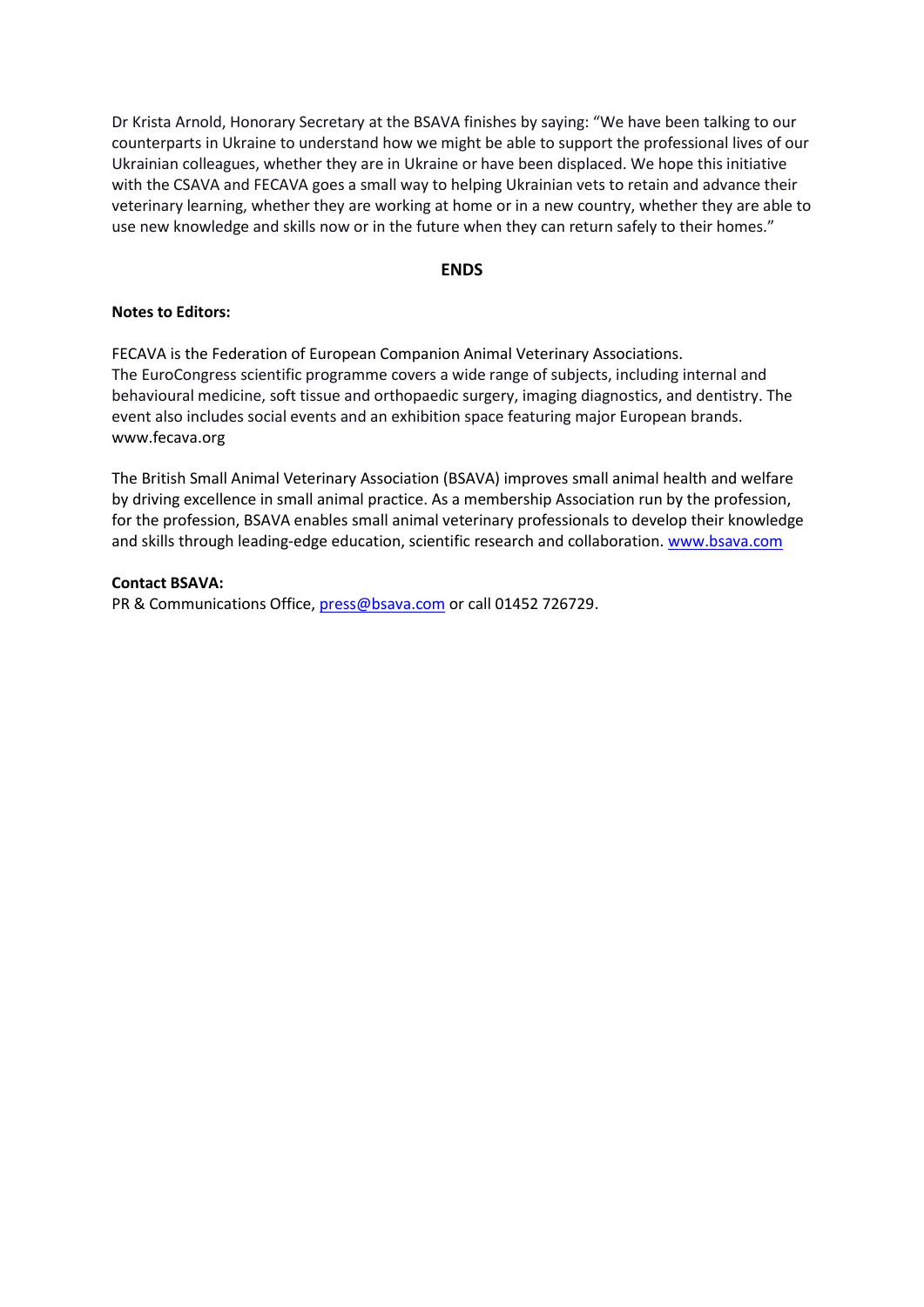Dr Krista Arnold, Honorary Secretary at the BSAVA finishes by saying: "We have been talking to our counterparts in Ukraine to understand how we might be able to support the professional lives of our Ukrainian colleagues, whether they are in Ukraine or have been displaced. We hope this initiative with the CSAVA and FECAVA goes a small way to helping Ukrainian vets to retain and advance their veterinary learning, whether they are working at home or in a new country, whether they are able to use new knowledge and skills now or in the future when they can return safely to their homes."

**ENDS**

**Notes to Editors:**

FECAVA is the Federation of European Companion Animal Veterinary Associations.
The EuroCongress scientific programme covers a wide range of subjects, including internal and behavioural medicine, soft tissue and orthopaedic surgery, imaging diagnostics, and dentistry. The event also includes social events and an exhibition space featuring major European brands.
www.fecava.org

The British Small Animal Veterinary Association (BSAVA) improves small animal health and welfare by driving excellence in small animal practice. As a membership Association run by the profession, for the profession, BSAVA enables small animal veterinary professionals to develop their knowledge and skills through leading-edge education, scientific research and collaboration. www.bsava.com

**Contact BSAVA:**
PR & Communications Office, press@bsava.com or call 01452 726729.